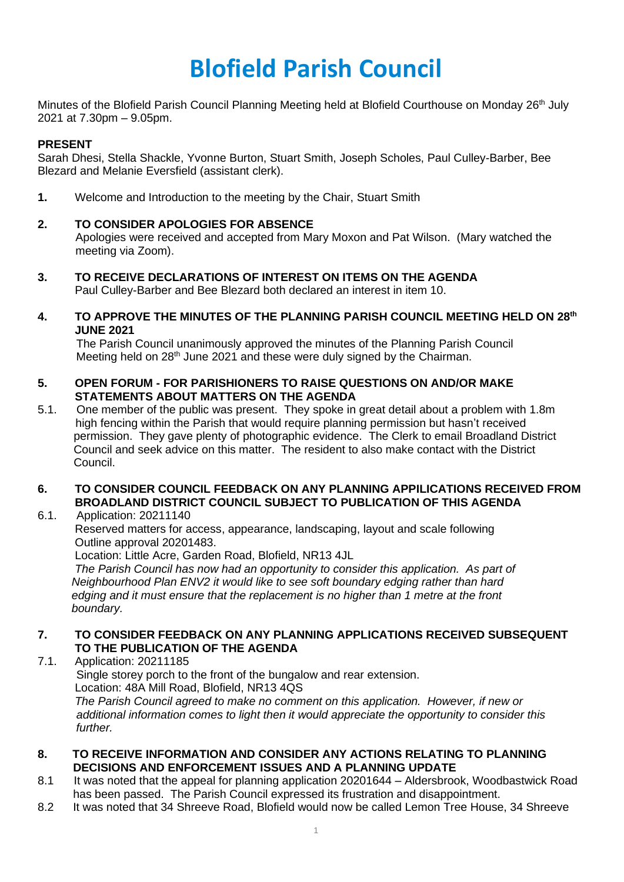# Blofield Parish Council

Minutes of the Blofield Parish Council Planning Meeting held at Blofield Courthouse on Monday 26th July 2021 at 7.30pm – 9.05pm.

**PRESENT**

Sarah Dhesi, Stella Shackle, Yvonne Burton, Stuart Smith, Joseph Scholes, Paul Culley-Barber, Bee Blezard and Melanie Eversfield (assistant clerk).

**1.** Welcome and Introduction to the meeting by the Chair, Stuart Smith

**2. TO CONSIDER APOLOGIES FOR ABSENCE**

Apologies were received and accepted from Mary Moxon and Pat Wilson. (Mary watched the meeting via Zoom).

**3. TO RECEIVE DECLARATIONS OF INTEREST ON ITEMS ON THE AGENDA**

Paul Culley-Barber and Bee Blezard both declared an interest in item 10.

**4. TO APPROVE THE MINUTES OF THE PLANNING PARISH COUNCIL MEETING HELD ON 28th JUNE 2021**

The Parish Council unanimously approved the minutes of the Planning Parish Council Meeting held on 28th June 2021 and these were duly signed by the Chairman.

**5. OPEN FORUM - FOR PARISHIONERS TO RAISE QUESTIONS ON AND/OR MAKE STATEMENTS ABOUT MATTERS ON THE AGENDA**

5.1. One member of the public was present. They spoke in great detail about a problem with 1.8m high fencing within the Parish that would require planning permission but hasn't received permission. They gave plenty of photographic evidence. The Clerk to email Broadland District Council and seek advice on this matter. The resident to also make contact with the District Council.

**6. TO CONSIDER COUNCIL FEEDBACK ON ANY PLANNING APPILICATIONS RECEIVED FROM BROADLAND DISTRICT COUNCIL SUBJECT TO PUBLICATION OF THIS AGENDA**

6.1. Application: 20211140

Reserved matters for access, appearance, landscaping, layout and scale following Outline approval 20201483.

Location: Little Acre, Garden Road, Blofield, NR13 4JL

*The Parish Council has now had an opportunity to consider this application. As part of Neighbourhood Plan ENV2 it would like to see soft boundary edging rather than hard edging and it must ensure that the replacement is no higher than 1 metre at the front boundary.*

**7. TO CONSIDER FEEDBACK ON ANY PLANNING APPLICATIONS RECEIVED SUBSEQUENT TO THE PUBLICATION OF THE AGENDA**

7.1. Application: 20211185

Single storey porch to the front of the bungalow and rear extension.

Location: 48A Mill Road, Blofield, NR13 4QS

*The Parish Council agreed to make no comment on this application. However, if new or additional information comes to light then it would appreciate the opportunity to consider this further.*

**8. TO RECEIVE INFORMATION AND CONSIDER ANY ACTIONS RELATING TO PLANNING DECISIONS AND ENFORCEMENT ISSUES AND A PLANNING UPDATE**

8.1 It was noted that the appeal for planning application 20201644 – Aldersbrook, Woodbastwick Road has been passed. The Parish Council expressed its frustration and disappointment.

8.2 It was noted that 34 Shreeve Road, Blofield would now be called Lemon Tree House, 34 Shreeve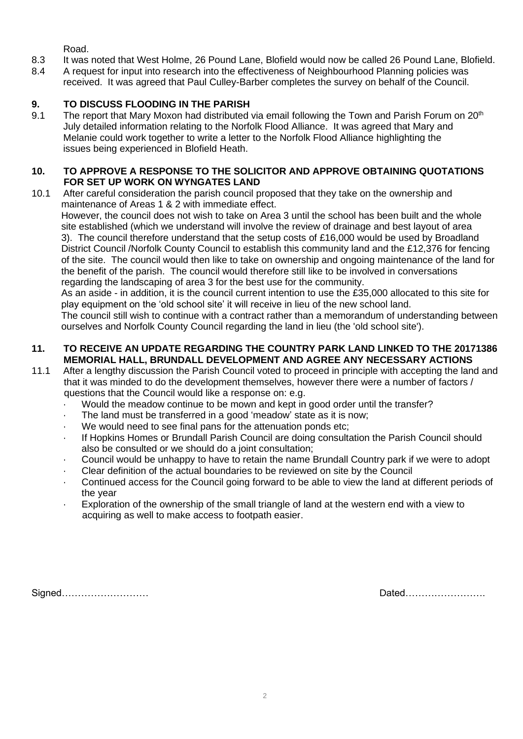Road.

8.3 It was noted that West Holme, 26 Pound Lane, Blofield would now be called 26 Pound Lane, Blofield.

8.4 A request for input into research into the effectiveness of Neighbourhood Planning policies was received. It was agreed that Paul Culley-Barber completes the survey on behalf of the Council.

## 9. TO DISCUSS FLOODING IN THE PARISH

9.1 The report that Mary Moxon had distributed via email following the Town and Parish Forum on 20th July detailed information relating to the Norfolk Flood Alliance. It was agreed that Mary and Melanie could work together to write a letter to the Norfolk Flood Alliance highlighting the issues being experienced in Blofield Heath.

## 10. TO APPROVE A RESPONSE TO THE SOLICITOR AND APPROVE OBTAINING QUOTATIONS FOR SET UP WORK ON WYNGATES LAND

10.1 After careful consideration the parish council proposed that they take on the ownership and maintenance of Areas 1 & 2 with immediate effect.

However, the council does not wish to take on Area 3 until the school has been built and the whole site established (which we understand will involve the review of drainage and best layout of area 3). The council therefore understand that the setup costs of £16,000 would be used by Broadland District Council /Norfolk County Council to establish this community land and the £12,376 for fencing of the site. The council would then like to take on ownership and ongoing maintenance of the land for the benefit of the parish. The council would therefore still like to be involved in conversations regarding the landscaping of area 3 for the best use for the community.

As an aside - in addition, it is the council current intention to use the £35,000 allocated to this site for play equipment on the 'old school site' it will receive in lieu of the new school land.

The council still wish to continue with a contract rather than a memorandum of understanding between ourselves and Norfolk County Council regarding the land in lieu (the 'old school site').

## 11. TO RECEIVE AN UPDATE REGARDING THE COUNTRY PARK LAND LINKED TO THE 20171386 MEMORIAL HALL, BRUNDALL DEVELOPMENT AND AGREE ANY NECESSARY ACTIONS

11.1 After a lengthy discussion the Parish Council voted to proceed in principle with accepting the land and that it was minded to do the development themselves, however there were a number of factors / questions that the Council would like a response on: e.g.

- Would the meadow continue to be mown and kept in good order until the transfer?
- The land must be transferred in a good 'meadow' state as it is now;
- We would need to see final pans for the attenuation ponds etc;
- If Hopkins Homes or Brundall Parish Council are doing consultation the Parish Council should also be consulted or we should do a joint consultation;
- Council would be unhappy to have to retain the name Brundall Country park if we were to adopt
- Clear definition of the actual boundaries to be reviewed on site by the Council
- Continued access for the Council going forward to be able to view the land at different periods of the year
- Exploration of the ownership of the small triangle of land at the western end with a view to acquiring as well to make access to footpath easier.

Signed……………………… Dated…………………….